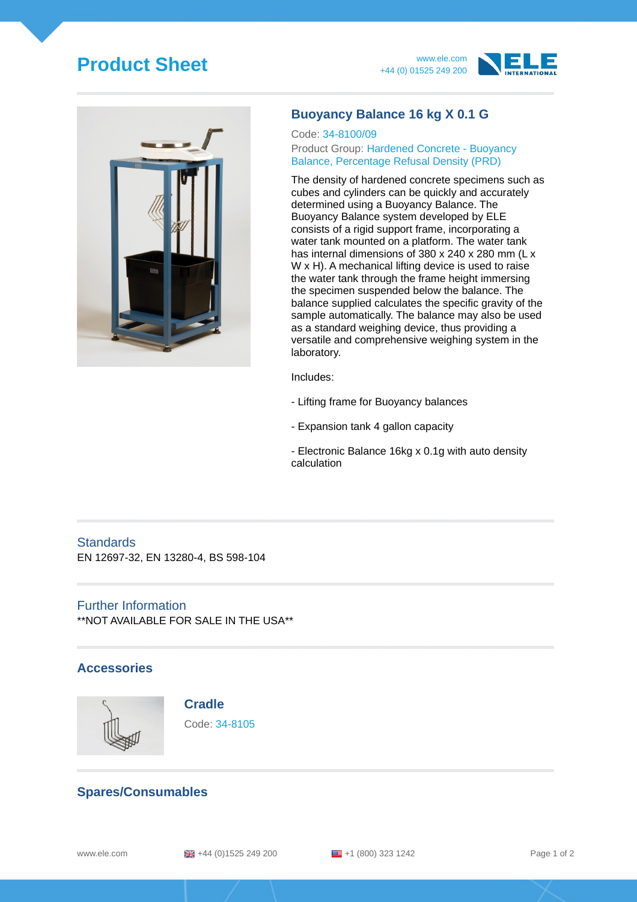# Product Sheet

www.ele.com
+44 (0) 01525 249 200

## Buoyancy Balance 16 kg X 0.1 G

Code: 34-8100/09

Product Group: Hardened Concrete - Buoyancy Balance, Percentage Refusal Density (PRD)

The density of hardened concrete specimens such as cubes and cylinders can be quickly and accurately determined using a Buoyancy Balance. The Buoyancy Balance system developed by ELE consists of a rigid support frame, incorporating a water tank mounted on a platform. The water tank has internal dimensions of 380 x 240 x 280 mm (L x W x H). A mechanical lifting device is used to raise the water tank through the frame height immersing the specimen suspended below the balance. The balance supplied calculates the specific gravity of the sample automatically. The balance may also be used as a standard weighing device, thus providing a versatile and comprehensive weighing system in the laboratory.

Includes:

- Lifting frame for Buoyancy balances
- Expansion tank 4 gallon capacity
- Electronic Balance 16kg x 0.1g with auto density calculation

### Standards

EN 12697-32, EN 13280-4, BS 598-104

### Further Information

**NOT AVAILABLE FOR SALE IN THE USA**

## Accessories

### Cradle

Code: 34-8105

## Spares/Consumables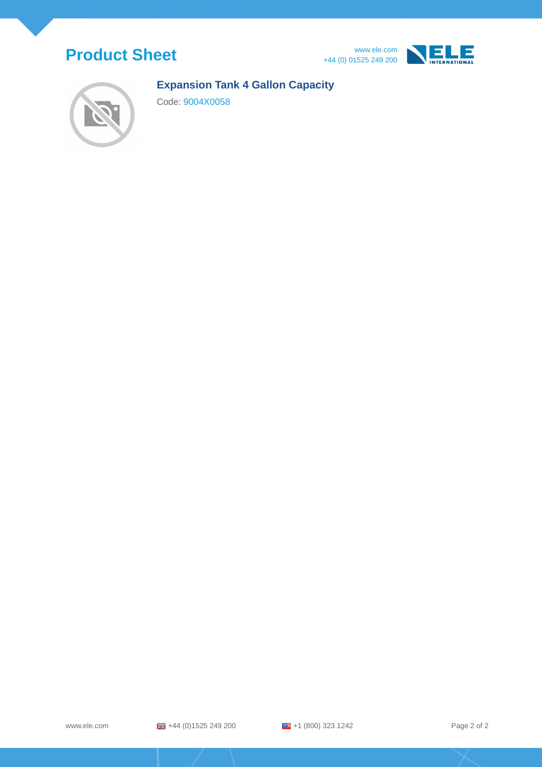# Product Sheet

## Expansion Tank 4 Gallon Capacity

Code: 9004X0058